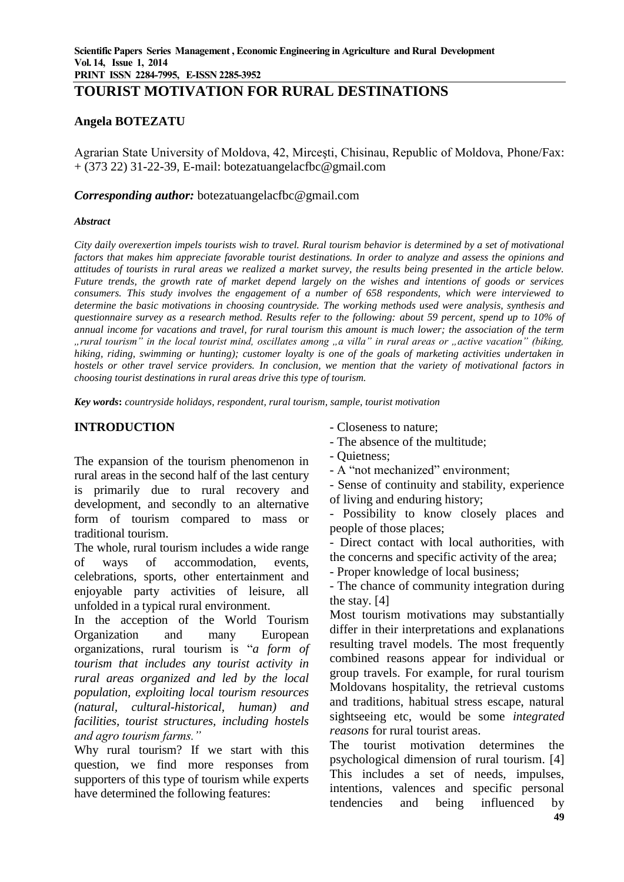# TOURIST MOTIVATION FOR RURAL DESTINATIONS

**Angela BOTEZATU**

Agrarian State University of Moldova, 42, Mirceşti, Chisinau, Republic of Moldova, Phone/Fax: + (373 22) 31-22-39, E-mail: botezatuangelacfbc@gmail.com

***Corresponding author:*** botezatuangelacfbc@gmail.com

***Abstract***

*City daily overexertion impels tourists wish to travel. Rural tourism behavior is determined by a set of motivational factors that makes him appreciate favorable tourist destinations. In order to analyze and assess the opinions and attitudes of tourists in rural areas we realized a market survey, the results being presented in the article below. Future trends, the growth rate of market depend largely on the wishes and intentions of goods or services consumers. This study involves the engagement of a number of 658 respondents, which were interviewed to determine the basic motivations in choosing countryside. The working methods used were analysis, synthesis and questionnaire survey as a research method. Results refer to the following: about 59 percent, spend up to 10% of annual income for vacations and travel, for rural tourism this amount is much lower; the association of the term „rural tourism" in the local tourist mind, oscillates among „a villa" in rural areas or „active vacation" (biking, hiking, riding, swimming or hunting); customer loyalty is one of the goals of marketing activities undertaken in hostels or other travel service providers. In conclusion, we mention that the variety of motivational factors in choosing tourist destinations in rural areas drive this type of tourism.*

***Key words*:** *countryside holidays, respondent, rural tourism, sample, tourist motivation*

## INTRODUCTION

The expansion of the tourism phenomenon in rural areas in the second half of the last century is primarily due to rural recovery and development, and secondly to an alternative form of tourism compared to mass or traditional tourism.

The whole, rural tourism includes a wide range of ways of accommodation, events, celebrations, sports, other entertainment and enjoyable party activities of leisure, all unfolded in a typical rural environment.

In the acception of the World Tourism Organization and many European organizations, rural tourism is "*a form of tourism that includes any tourist activity in rural areas organized and led by the local population, exploiting local tourism resources (natural, cultural-historical, human) and facilities, tourist structures, including hostels and agro tourism farms."*

Why rural tourism? If we start with this question, we find more responses from supporters of this type of tourism while experts have determined the following features:

- Closeness to nature;
- The absence of the multitude;
- Quietness;
- A "not mechanized" environment;
- Sense of continuity and stability, experience of living and enduring history;
- Possibility to know closely places and people of those places;
- Direct contact with local authorities, with the concerns and specific activity of the area;
- Proper knowledge of local business;
- The chance of community integration during the stay. [4]

Most tourism motivations may substantially differ in their interpretations and explanations resulting travel models. The most frequently combined reasons appear for individual or group travels. For example, for rural tourism Moldovans hospitality, the retrieval customs and traditions, habitual stress escape, natural sightseeing etc, would be some *integrated reasons* for rural tourist areas.

The tourist motivation determines the psychological dimension of rural tourism. [4] This includes a set of needs, impulses, intentions, valences and specific personal tendencies and being influenced by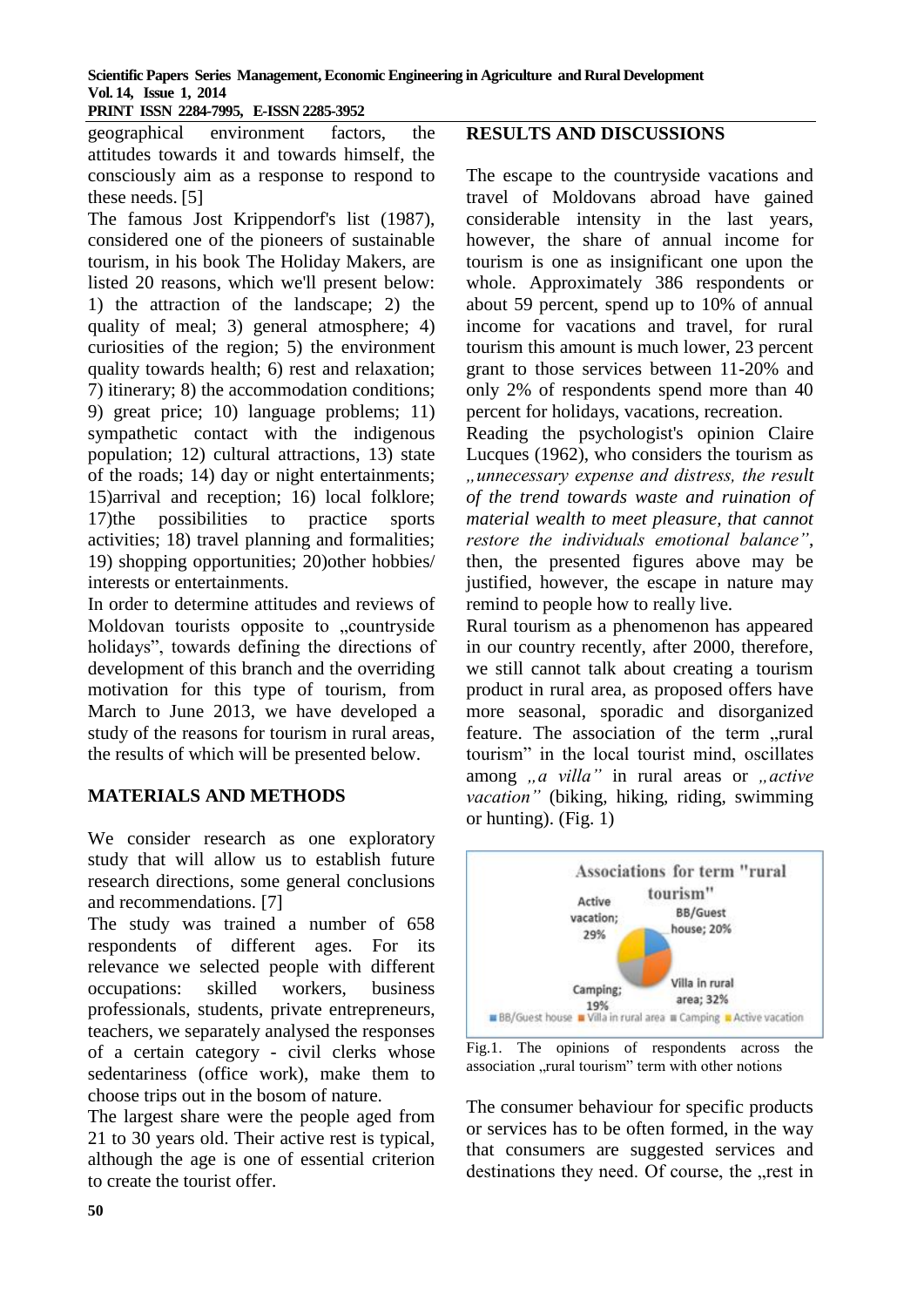geographical environment factors, the attitudes towards it and towards himself, the consciously aim as a response to respond to these needs. [5]

The famous Jost Krippendorf's list (1987), considered one of the pioneers of sustainable tourism, in his book The Holiday Makers, are listed 20 reasons, which we'll present below: 1) the attraction of the landscape; 2) the quality of meal; 3) general atmosphere; 4) curiosities of the region; 5) the environment quality towards health; 6) rest and relaxation; 7) itinerary; 8) the accommodation conditions; 9) great price; 10) language problems; 11) sympathetic contact with the indigenous population; 12) cultural attractions, 13) state of the roads; 14) day or night entertainments; 15)arrival and reception; 16) local folklore; 17)the possibilities to practice sports activities; 18) travel planning and formalities; 19) shopping opportunities; 20)other hobbies/ interests or entertainments.

In order to determine attitudes and reviews of Moldovan tourists opposite to „countryside holidays", towards defining the directions of development of this branch and the overriding motivation for this type of tourism, from March to June 2013, we have developed a study of the reasons for tourism in rural areas, the results of which will be presented below.

## MATERIALS AND METHODS

We consider research as one exploratory study that will allow us to establish future research directions, some general conclusions and recommendations. [7]

The study was trained a number of 658 respondents of different ages. For its relevance we selected people with different occupations: skilled workers, business professionals, students, private entrepreneurs, teachers, we separately analysed the responses of a certain category - civil clerks whose sedentariness (office work), make them to choose trips out in the bosom of nature.

The largest share were the people aged from 21 to 30 years old. Their active rest is typical, although the age is one of essential criterion to create the tourist offer.

## RESULTS AND DISCUSSIONS

The escape to the countryside vacations and travel of Moldovans abroad have gained considerable intensity in the last years, however, the share of annual income for tourism is one as insignificant one upon the whole. Approximately 386 respondents or about 59 percent, spend up to 10% of annual income for vacations and travel, for rural tourism this amount is much lower, 23 percent grant to those services between 11-20% and only 2% of respondents spend more than 40 percent for holidays, vacations, recreation.

Reading the psychologist's opinion Claire Lucques (1962), who considers the tourism as *„unnecessary expense and distress, the result of the trend towards waste and ruination of material wealth to meet pleasure, that cannot restore the individuals emotional balance"*, then, the presented figures above may be justified, however, the escape in nature may remind to people how to really live.

Rural tourism as a phenomenon has appeared in our country recently, after 2000, therefore, we still cannot talk about creating a tourism product in rural area, as proposed offers have more seasonal, sporadic and disorganized feature. The association of the term „rural tourism" in the local tourist mind, oscillates among *„a villa"* in rural areas or *„active vacation"* (biking, hiking, riding, swimming or hunting). (Fig. 1)

Associations for term "rural tourism"

Active vacation; 29%
BB/Guest house; 20%
Villa in rural area; 32%
Camping; 19%

■ BB/Guest house ■ Villa in rural area ■ Camping ■ Active vacation

Fig.1. The opinions of respondents across the association „rural tourism" term with other notions

The consumer behaviour for specific products or services has to be often formed, in the way that consumers are suggested services and destinations they need. Of course, the „rest in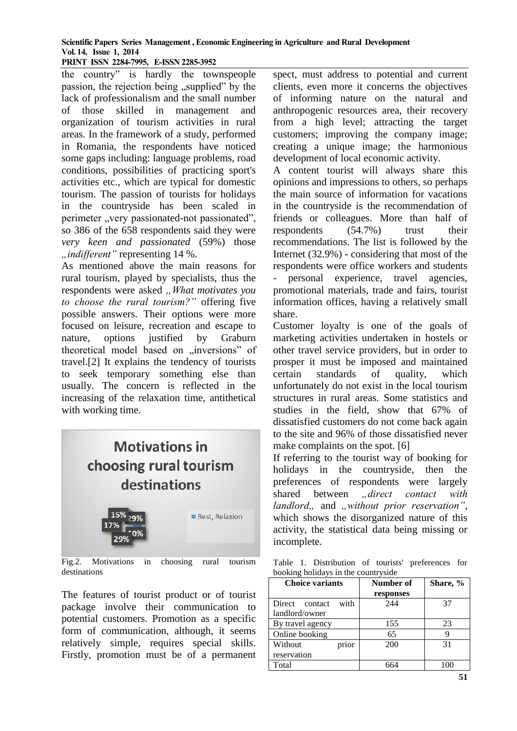the country" is hardly the townspeople passion, the rejection being „supplied" by the lack of professionalism and the small number of those skilled in management and organization of tourism activities in rural areas. In the framework of a study, performed in Romania, the respondents have noticed some gaps including: language problems, road conditions, possibilities of practicing sport's activities etc., which are typical for domestic tourism. The passion of tourists for holidays in the countryside has been scaled in perimeter „very passionated-not passionated", so 386 of the 658 respondents said they were *very keen and passionated* (59%) those *„indifferent"* representing 14 %.

As mentioned above the main reasons for rural tourism, played by specialists, thus the respondents were asked *„What motivates you to choose the rural tourism?"* offering five possible answers. Their options were more focused on leisure, recreation and escape to nature, options justified by Graburn theoretical model based on „inversions" of travel.[2] It explains the tendency of tourists to seek temporary something else than usually. The concern is reflected in the increasing of the relaxation time, antithetical with working time.

Fig.2. Motivations in choosing rural tourism destinations

The features of tourist product or of tourist package involve their communication to potential customers. Promotion as a specific form of communication, although, it seems relatively simple, requires special skills. Firstly, promotion must be of a permanent spect, must address to potential and current clients, even more it concerns the objectives of informing nature on the natural and anthropogenic resources area, their recovery from a high level; attracting the target customers; improving the company image; creating a unique image; the harmonious development of local economic activity.

A content tourist will always share this opinions and impressions to others, so perhaps the main source of information for vacations in the countryside is the recommendation of friends or colleagues. More than half of respondents (54.7%) trust their recommendations. The list is followed by the Internet (32.9%) - considering that most of the respondents were office workers and students - personal experience, travel agencies, promotional materials, trade and fairs, tourist information offices, having a relatively small share.

Customer loyalty is one of the goals of marketing activities undertaken in hostels or other travel service providers, but in order to prosper it must be imposed and maintained certain standards of quality, which unfortunately do not exist in the local tourism structures in rural areas. Some statistics and studies in the field, show that 67% of dissatisfied customers do not come back again to the site and 96% of those dissatisfied never make complaints on the spot. [6]

If referring to the tourist way of booking for holidays in the countryside, then the preferences of respondents were largely shared between *„direct contact with landlord„* and *„without prior reservation"*, which shows the disorganized nature of this activity, the statistical data being missing or incomplete.

Table 1. Distribution of tourists' preferences for booking holidays in the countryside

| Choice variants | Number of responses | Share, % |
|---|---|---|
| Direct contact with landlord/owner | 244 | 37 |
| By travel agency | 155 | 23 |
| Online booking | 65 | 9 |
| Without prior reservation | 200 | 31 |
| Total | 664 | 100 |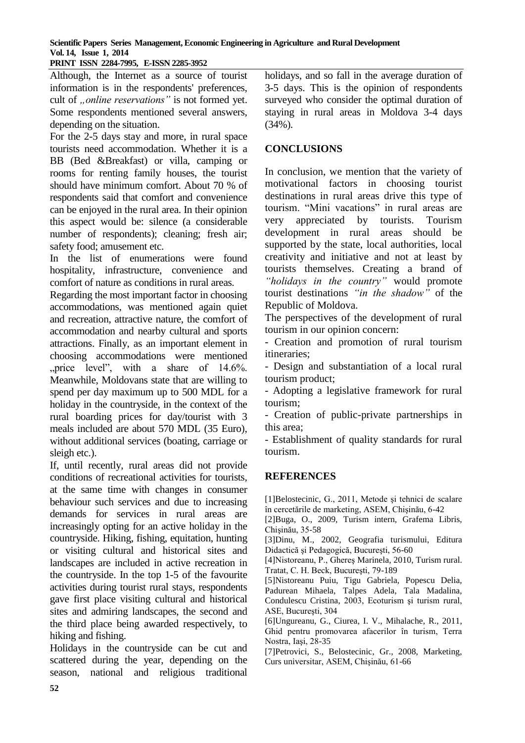Although, the Internet as a source of tourist information is in the respondents' preferences, cult of *„online reservations"* is not formed yet. Some respondents mentioned several answers, depending on the situation.

For the 2-5 days stay and more, in rural space tourists need accommodation. Whether it is a BB (Bed &Breakfast) or villa, camping or rooms for renting family houses, the tourist should have minimum comfort. About 70 % of respondents said that comfort and convenience can be enjoyed in the rural area. In their opinion this aspect would be: silence (a considerable number of respondents); cleaning; fresh air; safety food; amusement etc.

In the list of enumerations were found hospitality, infrastructure, convenience and comfort of nature as conditions in rural areas.

Regarding the most important factor in choosing accommodations, was mentioned again quiet and recreation, attractive nature, the comfort of accommodation and nearby cultural and sports attractions. Finally, as an important element in choosing accommodations were mentioned „price level", with a share of 14.6%. Meanwhile, Moldovans state that are willing to spend per day maximum up to 500 MDL for a holiday in the countryside, in the context of the rural boarding prices for day/tourist with 3 meals included are about 570 MDL (35 Euro), without additional services (boating, carriage or sleigh etc.).

If, until recently, rural areas did not provide conditions of recreational activities for tourists, at the same time with changes in consumer behaviour such services and due to increasing demands for services in rural areas are increasingly opting for an active holiday in the countryside. Hiking, fishing, equitation, hunting or visiting cultural and historical sites and landscapes are included in active recreation in the countryside. In the top 1-5 of the favourite activities during tourist rural stays, respondents gave first place visiting cultural and historical sites and admiring landscapes, the second and the third place being awarded respectively, to hiking and fishing.

Holidays in the countryside can be cut and scattered during the year, depending on the season, national and religious traditional holidays, and so fall in the average duration of 3-5 days. This is the opinion of respondents surveyed who consider the optimal duration of staying in rural areas in Moldova 3-4 days (34%).

## CONCLUSIONS

In conclusion, we mention that the variety of motivational factors in choosing tourist destinations in rural areas drive this type of tourism. "Mini vacations" in rural areas are very appreciated by tourists. Tourism development in rural areas should be supported by the state, local authorities, local creativity and initiative and not at least by tourists themselves. Creating a brand of *"holidays in the country"* would promote tourist destinations *"in the shadow"* of the Republic of Moldova.

The perspectives of the development of rural tourism in our opinion concern:

- Creation and promotion of rural tourism itineraries;
- Design and substantiation of a local rural tourism product;
- Adopting a legislative framework for rural tourism;
- Creation of public-private partnerships in this area;
- Establishment of quality standards for rural tourism.

## REFERENCES

[1]Belostecinic, G., 2011, Metode şi tehnici de scalare în cercetările de marketing, ASEM, Chişinău, 6-42

[2]Buga, O., 2009, Turism intern, Grafema Libris, Chişinău, 35-58

[3]Dinu, M., 2002, Geografia turismului, Editura Didactică şi Pedagogică, Bucureşti, 56-60

[4]Nistoreanu, P., Ghereş Marinela, 2010, Turism rural. Tratat, C. H. Beck, Bucureşti, 79-189

[5]Nistoreanu Puiu, Tigu Gabriela, Popescu Delia, Padurean Mihaela, Talpes Adela, Tala Madalina, Condulescu Cristina, 2003, Ecoturism şi turism rural, ASE, Bucureşti, 304

[6]Ungureanu, G., Ciurea, I. V., Mihalache, R., 2011, Ghid pentru promovarea afacerilor în turism, Terra Nostra, Iaşi, 28-35

[7]Petrovici, S., Belostecinic, Gr., 2008, Marketing, Curs universitar, ASEM, Chişinău, 61-66